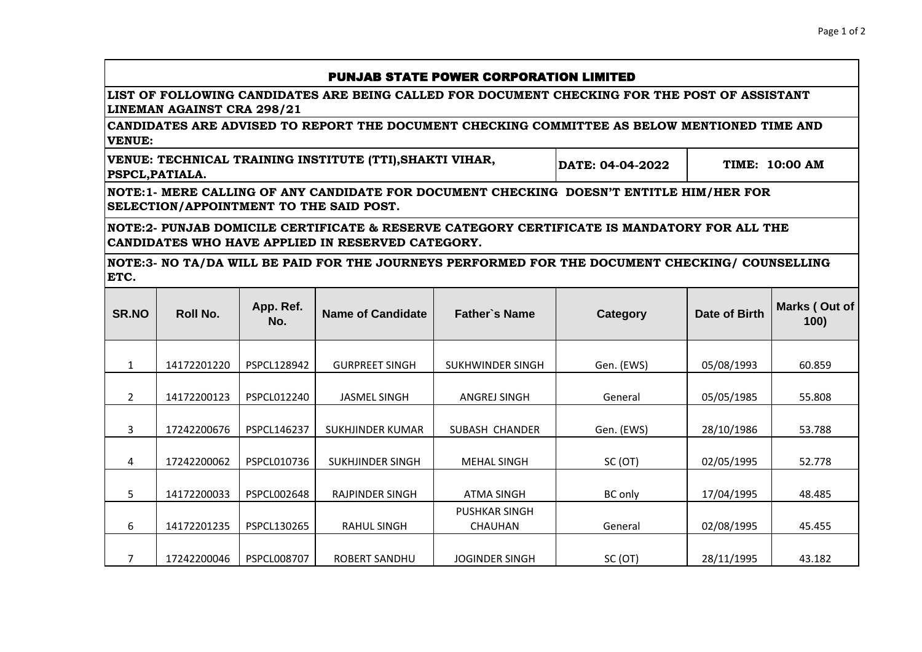# PUNJAB STATE POWER CORPORATION LIMITED

**LIST OF FOLLOWING CANDIDATES ARE BEING CALLED FOR DOCUMENT CHECKING FOR THE POST OF ASSISTANT LINEMAN AGAINST CRA 298/21**

**CANDIDATES ARE ADVISED TO REPORT THE DOCUMENT CHECKING COMMITTEE AS BELOW MENTIONED TIME AND VENUE:**

**VENUE: TECHNICAL TRAINING INSTITUTE (TTI),SHAKTI VIHAR, PSPCL,PATIALA.** | **DATE: 04-04-2022** | **TIME: 10:00 AM**

**NOTE:1- MERE CALLING OF ANY CANDIDATE FOR DOCUMENT CHECKING DOESN'T ENTITLE HIM/HER FOR SELECTION/APPOINTMENT TO THE SAID POST.**

**NOTE:2- PUNJAB DOMICILE CERTIFICATE & RESERVE CATEGORY CERTIFICATE IS MANDATORY FOR ALL THE CANDIDATES WHO HAVE APPLIED IN RESERVED CATEGORY.**

**NOTE:3- NO TA/DA WILL BE PAID FOR THE JOURNEYS PERFORMED FOR THE DOCUMENT CHECKING/ COUNSELLING ETC.**

| SR.NO | Roll No. | App. Ref. No. | Name of Candidate | Father`s Name | Category | Date of Birth | Marks ( Out of 100) |
|---|---|---|---|---|---|---|---|
| 1 | 14172201220 | PSPCL128942 | GURPREET SINGH | SUKHWINDER SINGH | Gen. (EWS) | 05/08/1993 | 60.859 |
| 2 | 14172200123 | PSPCL012240 | JASMEL SINGH | ANGREJ SINGH | General | 05/05/1985 | 55.808 |
| 3 | 17242200676 | PSPCL146237 | SUKHJINDER KUMAR | SUBASH CHANDER | Gen. (EWS) | 28/10/1986 | 53.788 |
| 4 | 17242200062 | PSPCL010736 | SUKHJINDER SINGH | MEHAL SINGH | SC (OT) | 02/05/1995 | 52.778 |
| 5 | 14172200033 | PSPCL002648 | RAJPINDER SINGH | ATMA SINGH | BC only | 17/04/1995 | 48.485 |
| 6 | 14172201235 | PSPCL130265 | RAHUL SINGH | PUSHKAR SINGH CHAUHAN | General | 02/08/1995 | 45.455 |
| 7 | 17242200046 | PSPCL008707 | ROBERT SANDHU | JOGINDER SINGH | SC (OT) | 28/11/1995 | 43.182 |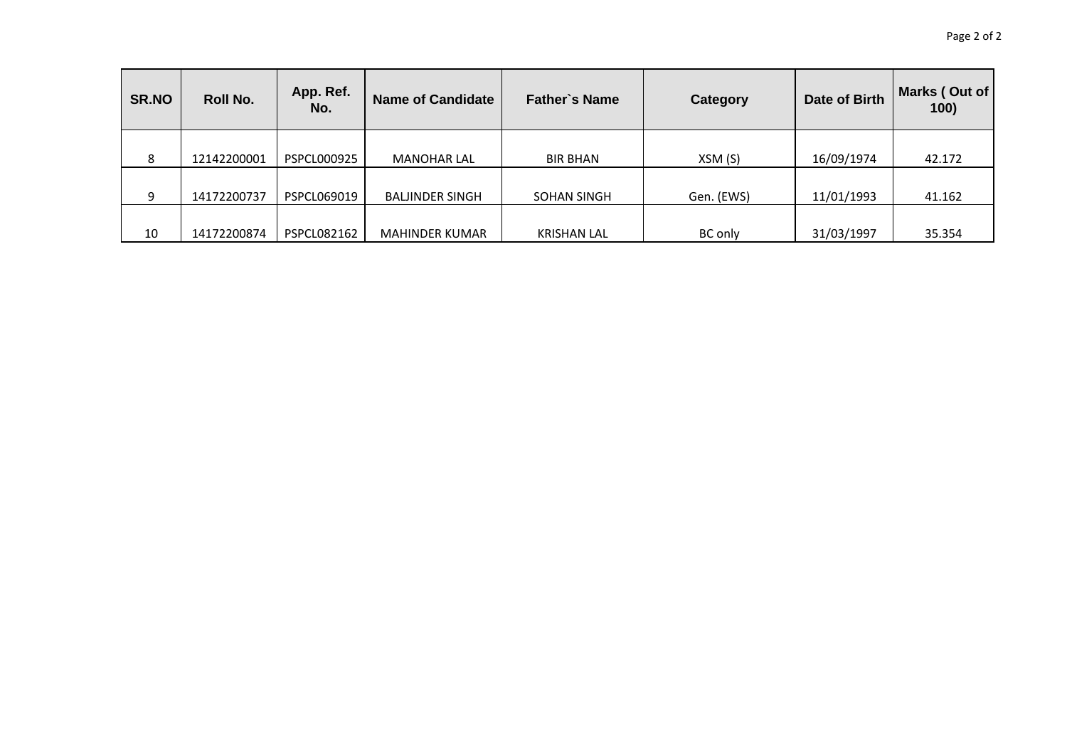| SR.NO | Roll No. | App. Ref. No. | Name of Candidate | Father`s Name | Category | Date of Birth | Marks ( Out of 100) |
|---|---|---|---|---|---|---|---|
| 8 | 12142200001 | PSPCL000925 | MANOHAR LAL | BIR BHAN | XSM (S) | 16/09/1974 | 42.172 |
| 9 | 14172200737 | PSPCL069019 | BALJINDER SINGH | SOHAN SINGH | Gen. (EWS) | 11/01/1993 | 41.162 |
| 10 | 14172200874 | PSPCL082162 | MAHINDER KUMAR | KRISHAN LAL | BC only | 31/03/1997 | 35.354 |